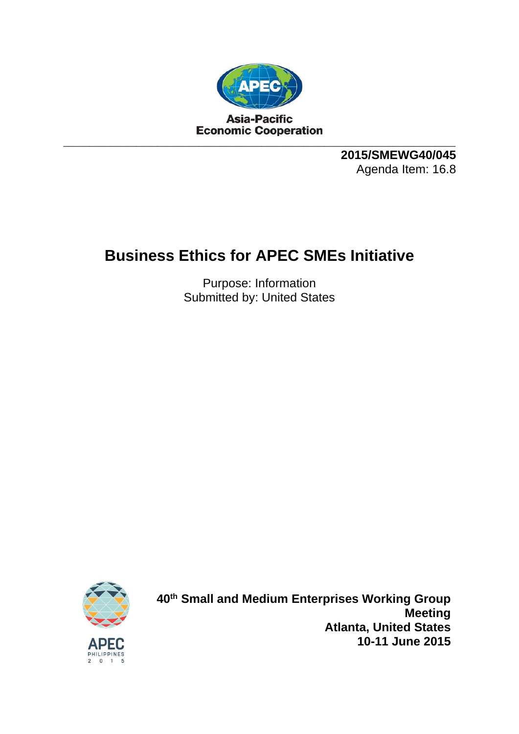Asia-Pacific
Economic Cooperation

**2015/SMEWG40/045**
Agenda Item: 16.8

# Business Ethics for APEC SMEs Initiative

Purpose: Information
Submitted by: United States

APEC PHILIPPINES 2015

**40th Small and Medium Enterprises Working Group Meeting**
**Atlanta, United States**
**10-11 June 2015**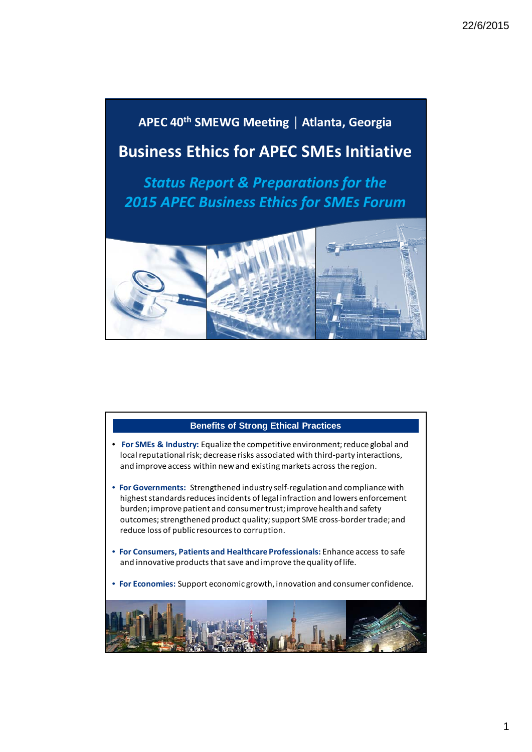# APEC 40th SMEWG Meeting | Atlanta, Georgia

## Business Ethics for APEC SMEs Initiative

### *Status Report & Preparations for the 2015 APEC Business Ethics for SMEs Forum*

---

## Benefits of Strong Ethical Practices

- **For SMEs & Industry:** Equalize the competitive environment; reduce global and local reputational risk; decrease risks associated with third-party interactions, and improve access within new and existing markets across the region.
- **For Governments:** Strengthened industry self-regulation and compliance with highest standards reduces incidents of legal infraction and lowers enforcement burden; improve patient and consumer trust; improve health and safety outcomes; strengthened product quality; support SME cross-border trade; and reduce loss of public resources to corruption.
- **For Consumers, Patients and Healthcare Professionals:** Enhance access to safe and innovative products that save and improve the quality of life.
- **For Economies:** Support economic growth, innovation and consumer confidence.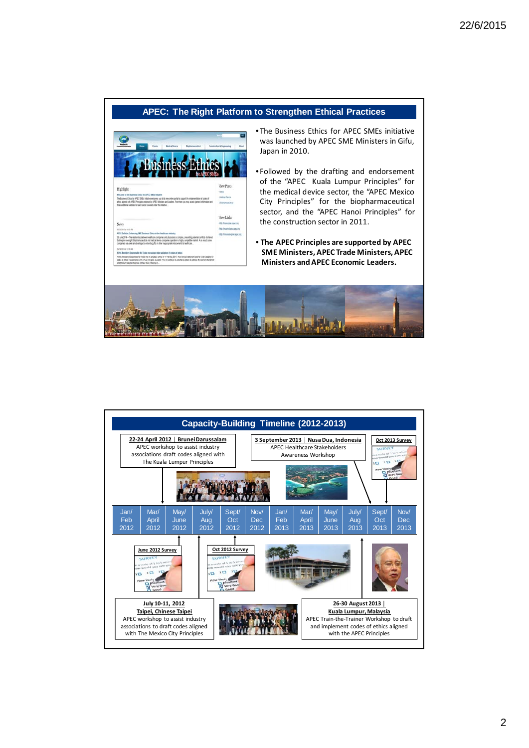## APEC: The Right Platform to Strengthen Ethical Practices

- The Business Ethics for APEC SMEs initiative was launched by APEC SME Ministers in Gifu, Japan in 2010.
- Followed by the drafting and endorsement of the "APEC Kuala Lumpur Principles" for the medical device sector, the "APEC Mexico City Principles" for the biopharmaceutical sector, and the "APEC Hanoi Principles" for the construction sector in 2011.
- **The APEC Principles are supported by APEC SME Ministers, APEC Trade Ministers, APEC Ministers and APEC Economic Leaders.**

## Capacity-Building Timeline (2012-2013)

| Jan/ Feb 2012 | Mar/ April 2012 | May/ June 2012 | July/ Aug 2012 | Sept/ Oct 2012 | Nov/ Dec 2012 | Jan/ Feb 2013 | Mar/ April 2013 | May/ June 2013 | July/ Aug 2013 | Sept/ Oct 2013 | Nov/ Dec 2013 |
|---|---|---|---|---|---|---|---|---|---|---|---|

- **22-24 April 2012 | Brunei Darussalam** — APEC workshop to assist industry associations draft codes aligned with The Kuala Lumpur Principles
- **June 2012 Survey**
- **July 10-11, 2012 — Taipei, Chinese Taipei** — APEC workshop to assist industry associations to draft codes aligned with The Mexico City Principles
- **Oct 2012 Survey**
- **26-30 August 2013 | Kuala Lumpur, Malaysia** — APEC Train-the-Trainer Workshop to draft and implement codes of ethics aligned with the APEC Principles
- **3 September 2013 | Nusa Dua, Indonesia** — APEC Healthcare Stakeholders Awareness Workshop
- **Oct 2013 Survey**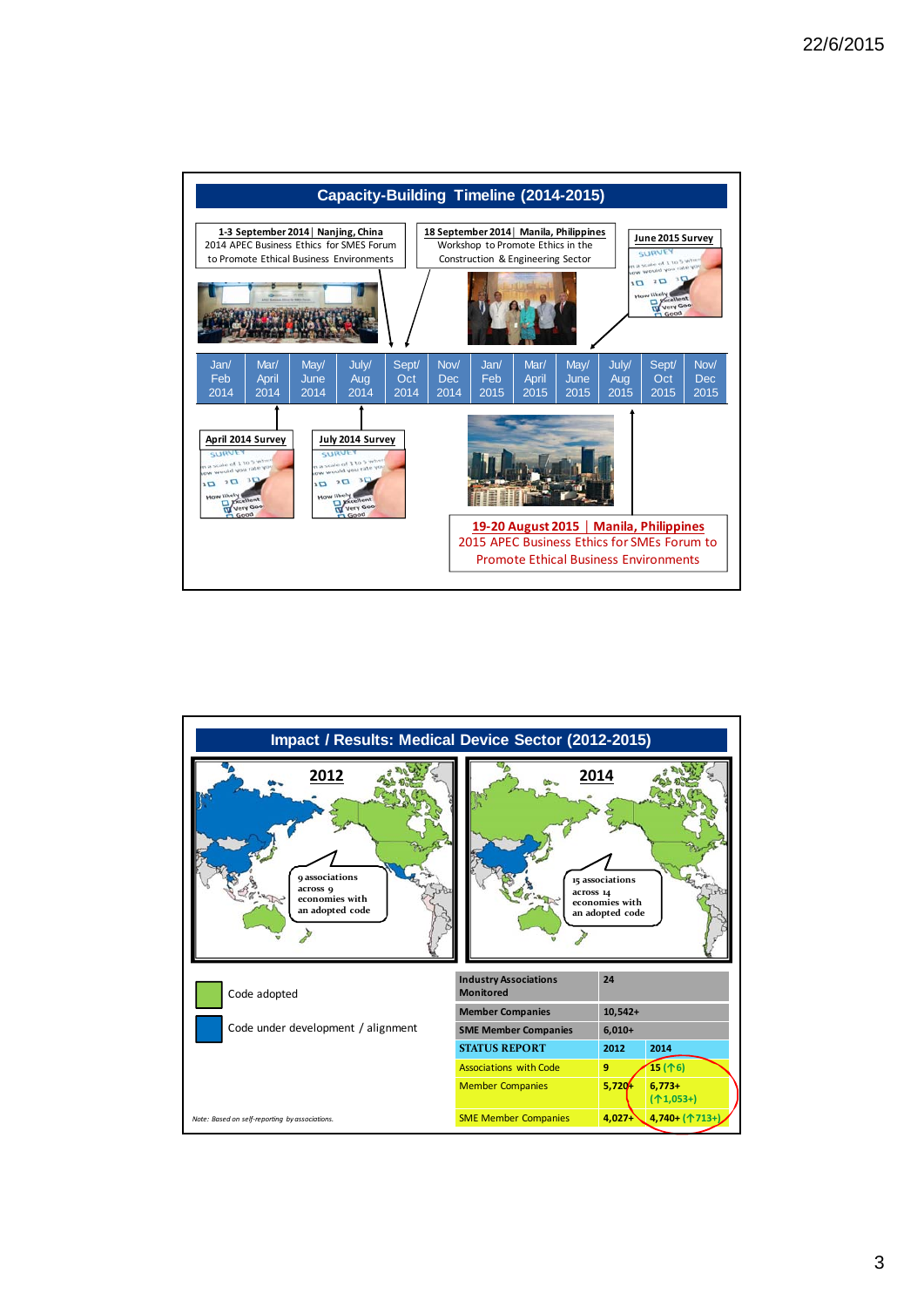# Capacity-Building Timeline (2014-2015)

**1-3 September 2014 | Nanjing, China**
2014 APEC Business Ethics for SMES Forum to Promote Ethical Business Environments

**18 September 2014 | Manila, Philippines**
Workshop to Promote Ethics in the Construction & Engineering Sector

**June 2015 Survey**

| Jan/ Feb 2014 | Mar/ April 2014 | May/ June 2014 | July/ Aug 2014 | Sept/ Oct 2014 | Nov/ Dec 2014 | Jan/ Feb 2015 | Mar/ April 2015 | May/ June 2015 | July/ Aug 2015 | Sept/ Oct 2015 | Nov/ Dec 2015 |
|---|---|---|---|---|---|---|---|---|---|---|---|

**April 2014 Survey**

**July 2014 Survey**

**19-20 August 2015 | Manila, Philippines**
2015 APEC Business Ethics for SMEs Forum to Promote Ethical Business Environments

# Impact / Results: Medical Device Sector (2012-2015)

**2012**: 9 associations across 9 economies with an adopted code

**2014**: 15 associations across 14 economies with an adopted code

- Code adopted
- Code under development / alignment

| Industry Associations Monitored | 24 | |
|---|---|---|
| Member Companies | 10,542+ | |
| SME Member Companies | 6,010+ | |
| **STATUS REPORT** | **2012** | **2014** |
| Associations with Code | 9 | 15 (↑6) |
| Member Companies | 5,720+ | 6,773+ (↑1,053+) |
| SME Member Companies | 4,027+ | 4,740+ (↑713+) |

*Note: Based on self-reporting by associations.*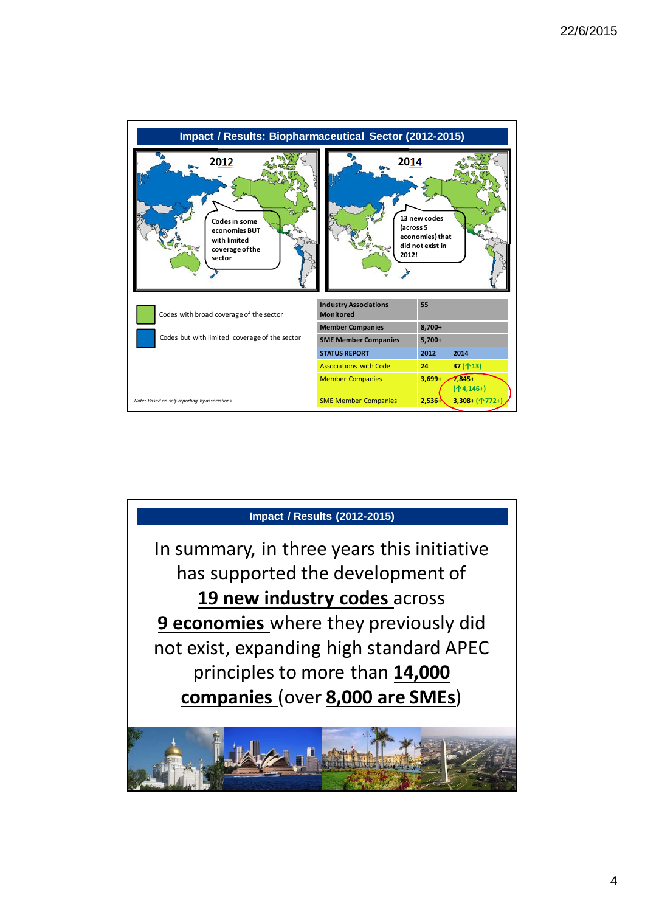## Impact / Results: Biopharmaceutical Sector (2012-2015)

**2012**

Codes in some economies BUT with limited coverage of the sector

**2014**

13 new codes (across 5 economies) that did not exist in 2012!

- Codes with broad coverage of the sector
- Codes but with limited coverage of the sector

| Industry Associations Monitored | 55 | |
|---|---|---|
| Member Companies | 8,700+ | |
| SME Member Companies | 5,700+ | |
| **STATUS REPORT** | **2012** | **2014** |
| Associations with Code | 24 | 37 (↑13) |
| Member Companies | 3,699+ | 7,845+ (↑4,146+) |
| SME Member Companies | 2,536+ | 3,308+ (↑772+) |

*Note: Based on self-reporting by associations.*

## Impact / Results (2012-2015)

In summary, in three years this initiative has supported the development of **19 new industry codes** across **9 economies** where they previously did not exist, expanding high standard APEC principles to more than **14,000 companies** (over **8,000 are SMEs**)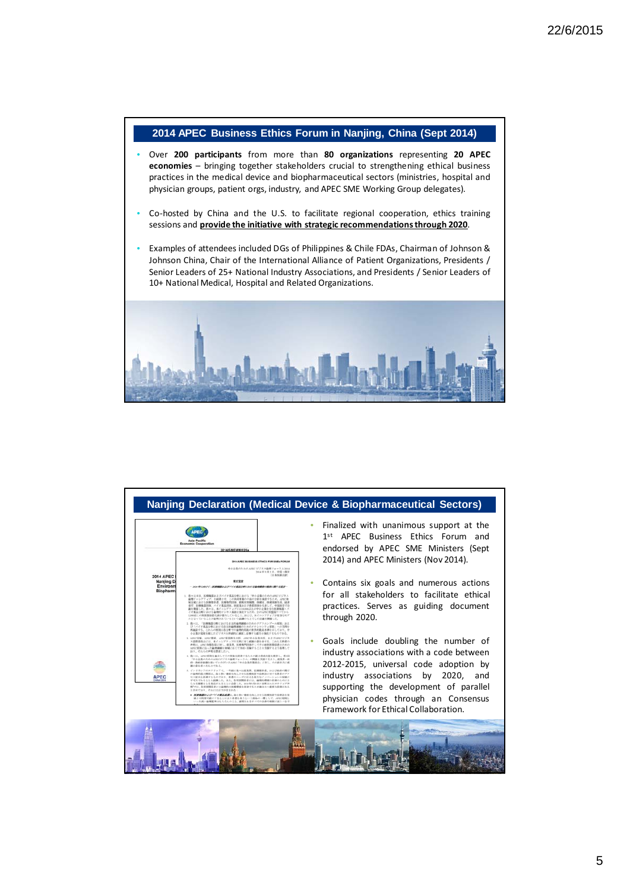## 2014 APEC Business Ethics Forum in Nanjing, China (Sept 2014)

- Over **200 participants** from more than **80 organizations** representing **20 APEC economies** – bringing together stakeholders crucial to strengthening ethical business practices in the medical device and biopharmaceutical sectors (ministries, hospital and physician groups, patient orgs, industry, and APEC SME Working Group delegates).
- Co-hosted by China and the U.S. to facilitate regional cooperation, ethics training sessions and **provide the initiative with strategic recommendations through 2020**.
- Examples of attendees included DGs of Philippines & Chile FDAs, Chairman of Johnson & Johnson China, Chair of the International Alliance of Patient Organizations, Presidents / Senior Leaders of 25+ National Industry Associations, and Presidents / Senior Leaders of 10+ National Medical, Hospital and Related Organizations.

## Nanjing Declaration (Medical Device & Biopharmaceutical Sectors)

- Finalized with unanimous support at the 1st APEC Business Ethics Forum and endorsed by APEC SME Ministers (Sept 2014) and APEC Ministers (Nov 2014).
- Contains six goals and numerous actions for all stakeholders to facilitate ethical practices. Serves as guiding document through 2020.
- Goals include doubling the number of industry associations with a code between 2012-2015, universal code adoption by industry associations by 2020, and supporting the development of parallel physician codes through an Consensus Framework for Ethical Collaboration.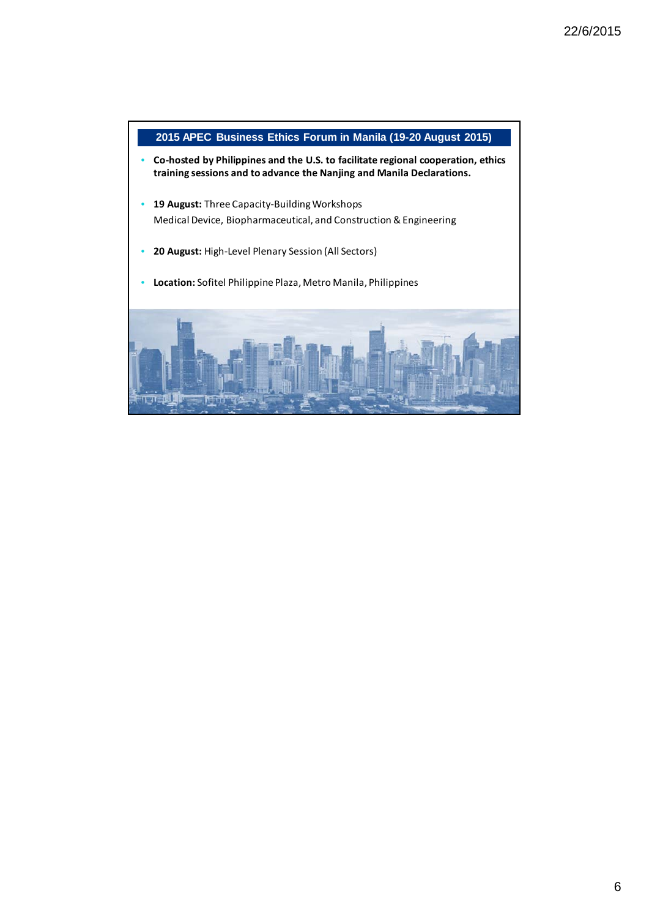## 2015 APEC Business Ethics Forum in Manila (19-20 August 2015)

- **Co-hosted by Philippines and the U.S. to facilitate regional cooperation, ethics training sessions and to advance the Nanjing and Manila Declarations.**
- **19 August:** Three Capacity-Building Workshops
  Medical Device, Biopharmaceutical, and Construction & Engineering
- **20 August:** High-Level Plenary Session (All Sectors)
- **Location:** Sofitel Philippine Plaza, Metro Manila, Philippines